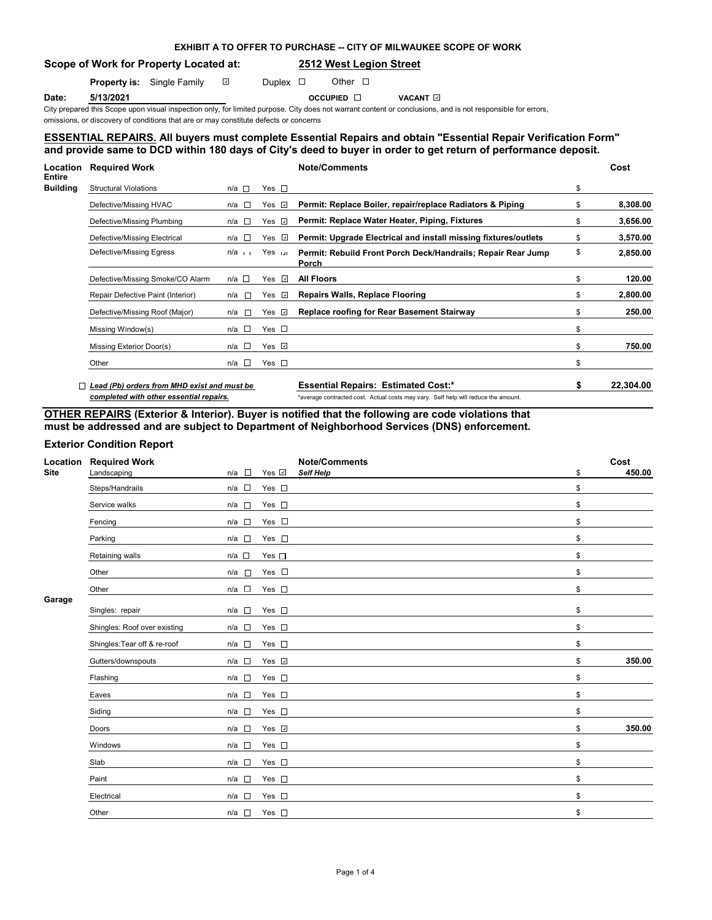**EXHIBIT A TO OFFER TO PURCHASE -- CITY OF MILWAUKEE SCOPE OF WORK**

**Scope of Work for Property Located at:** **2512 West Legion Street**

**Property is:** Single Family ☑ Duplex ☐ Other ☐

**Date:** **5/13/2021** **OCCUPIED** ☐ **VACANT** ☑

City prepared this Scope upon visual inspection only, for limited purpose. City does not warrant content or conclusions, and is not responsible for errors, omissions, or discovery of conditions that are or may constitute defects or concerns

## ESSENTIAL REPAIRS. All buyers must complete Essential Repairs and obtain "Essential Repair Verification Form" and provide same to DCD within 180 days of City's deed to buyer in order to get return of performance deposit.

| Location | Required Work | n/a | Yes | Note/Comments | Cost |
|---|---|---|---|---|---|
| Entire Building | Structural Violations | ☐ | ☐ | | $ |
| | Defective/Missing HVAC | ☐ | ☑ | **Permit: Replace Boiler, repair/replace Radiators & Piping** | $ **8,308.00** |
| | Defective/Missing Plumbing | ☐ | ☑ | **Permit: Replace Water Heater, Piping, Fixtures** | $ **3,656.00** |
| | Defective/Missing Electrical | ☐ | ☑ | **Permit: Upgrade Electrical and install missing fixtures/outlets** | $ **3,570.00** |
| | Defective/Missing Egress | ☐ | ☑ | **Permit: Rebuild Front Porch Deck/Handrails; Repair Rear Jump Porch** | $ **2,850.00** |
| | Defective/Missing Smoke/CO Alarm | ☐ | ☑ | **All Floors** | $ **120.00** |
| | Repair Defective Paint (Interior) | ☐ | ☑ | **Repairs Walls, Replace Flooring** | $ **2,800.00** |
| | Defective/Missing Roof (Major) | ☐ | ☑ | **Replace roofing for Rear Basement Stairway** | $ **250.00** |
| | Missing Window(s) | ☐ | ☐ | | $ |
| | Missing Exterior Door(s) | ☐ | ☑ | | $ **750.00** |
| | Other | ☐ | ☐ | | $ |

☐ ***Lead (Pb) orders from MHD exist and must be completed with other essential repairs.***

**Essential Repairs: Estimated Cost:*** **$ 22,304.00**

*average contracted cost. Actual costs may vary. Self help will reduce the amount.

## OTHER REPAIRS (Exterior & Interior). Buyer is notified that the following are code violations that must be addressed and are subject to Department of Neighborhood Services (DNS) enforcement.

### Exterior Condition Report

| Location | Required Work | n/a | Yes | Note/Comments | Cost |
|---|---|---|---|---|---|
| Site | Landscaping | ☐ | ☑ | ***Self Help*** | $ **450.00** |
| | Steps/Handrails | ☐ | ☐ | | $ |
| | Service walks | ☐ | ☐ | | $ |
| | Fencing | ☐ | ☐ | | $ |
| | Parking | ☐ | ☐ | | $ |
| | Retaining walls | ☐ | ☐ | | $ |
| | Other | ☐ | ☐ | | $ |
| | Other | ☐ | ☐ | | $ |
| Garage | Singles: repair | ☐ | ☐ | | $ |
| | Shingles: Roof over existing | ☐ | ☐ | | $ |
| | Shingles:Tear off & re-roof | ☐ | ☐ | | $ |
| | Gutters/downspouts | ☐ | ☑ | | $ **350.00** |
| | Flashing | ☐ | ☐ | | $ |
| | Eaves | ☐ | ☐ | | $ |
| | Siding | ☐ | ☐ | | $ |
| | Doors | ☐ | ☑ | | $ **350.00** |
| | Windows | ☐ | ☐ | | $ |
| | Slab | ☐ | ☐ | | $ |
| | Paint | ☐ | ☐ | | $ |
| | Electrical | ☐ | ☐ | | $ |
| | Other | ☐ | ☐ | | $ |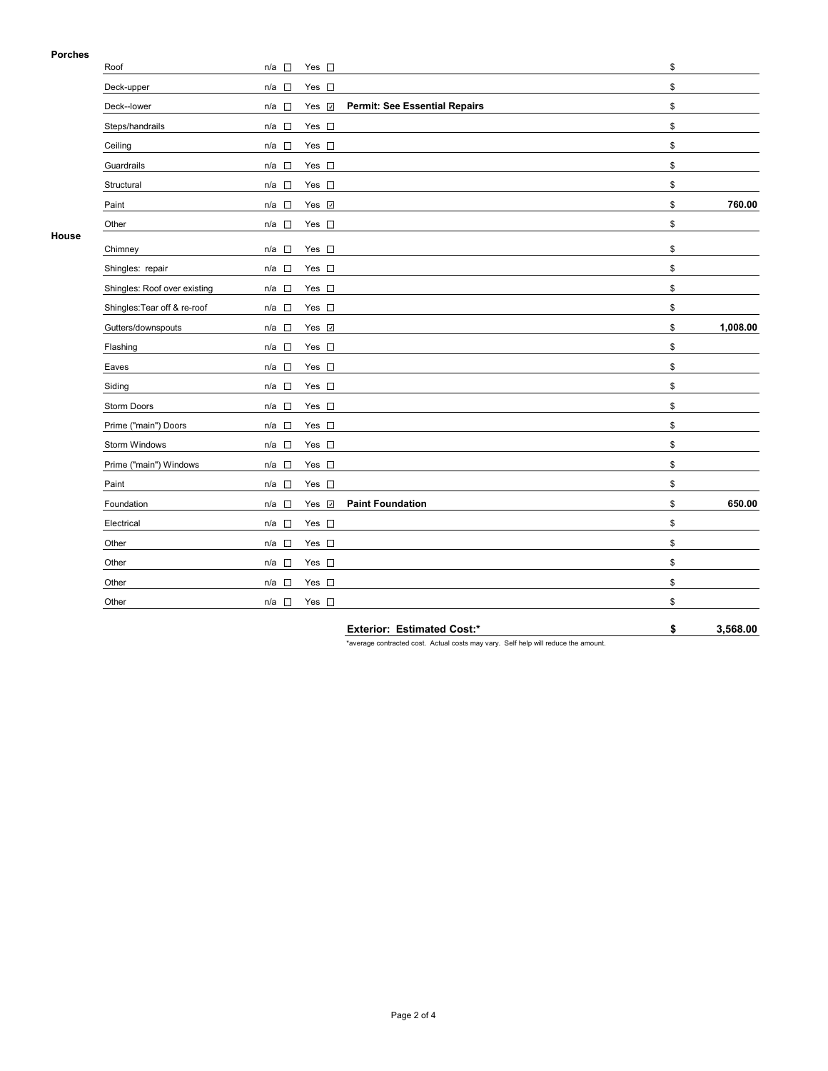**Porches**

| Item | n/a | Yes | Description | Cost |
|---|---|---|---|---|
| Roof | ☐ | ☐ | | $ |
| Deck-upper | ☐ | ☐ | | $ |
| Deck--lower | ☐ | ☑ | **Permit: See Essential Repairs** | $ |
| Steps/handrails | ☐ | ☐ | | $ |
| Ceiling | ☐ | ☐ | | $ |
| Guardrails | ☐ | ☐ | | $ |
| Structural | ☐ | ☐ | | $ |
| Paint | ☐ | ☑ | | $ **760.00** |
| Other | ☐ | ☐ | | $ |

**House**

| Item | n/a | Yes | Description | Cost |
|---|---|---|---|---|
| Chimney | ☐ | ☐ | | $ |
| Shingles: repair | ☐ | ☐ | | $ |
| Shingles: Roof over existing | ☐ | ☐ | | $ |
| Shingles:Tear off & re-roof | ☐ | ☐ | | $ |
| Gutters/downspouts | ☐ | ☑ | | $ **1,008.00** |
| Flashing | ☐ | ☐ | | $ |
| Eaves | ☐ | ☐ | | $ |
| Siding | ☐ | ☐ | | $ |
| Storm Doors | ☐ | ☐ | | $ |
| Prime ("main") Doors | ☐ | ☐ | | $ |
| Storm Windows | ☐ | ☐ | | $ |
| Prime ("main") Windows | ☐ | ☐ | | $ |
| Paint | ☐ | ☐ | | $ |
| Foundation | ☐ | ☑ | **Paint Foundation** | $ **650.00** |
| Electrical | ☐ | ☐ | | $ |
| Other | ☐ | ☐ | | $ |
| Other | ☐ | ☐ | | $ |
| Other | ☐ | ☐ | | $ |
| Other | ☐ | ☐ | | $ |

**Exterior: Estimated Cost:*** **$ 3,568.00**

*average contracted cost. Actual costs may vary. Self help will reduce the amount.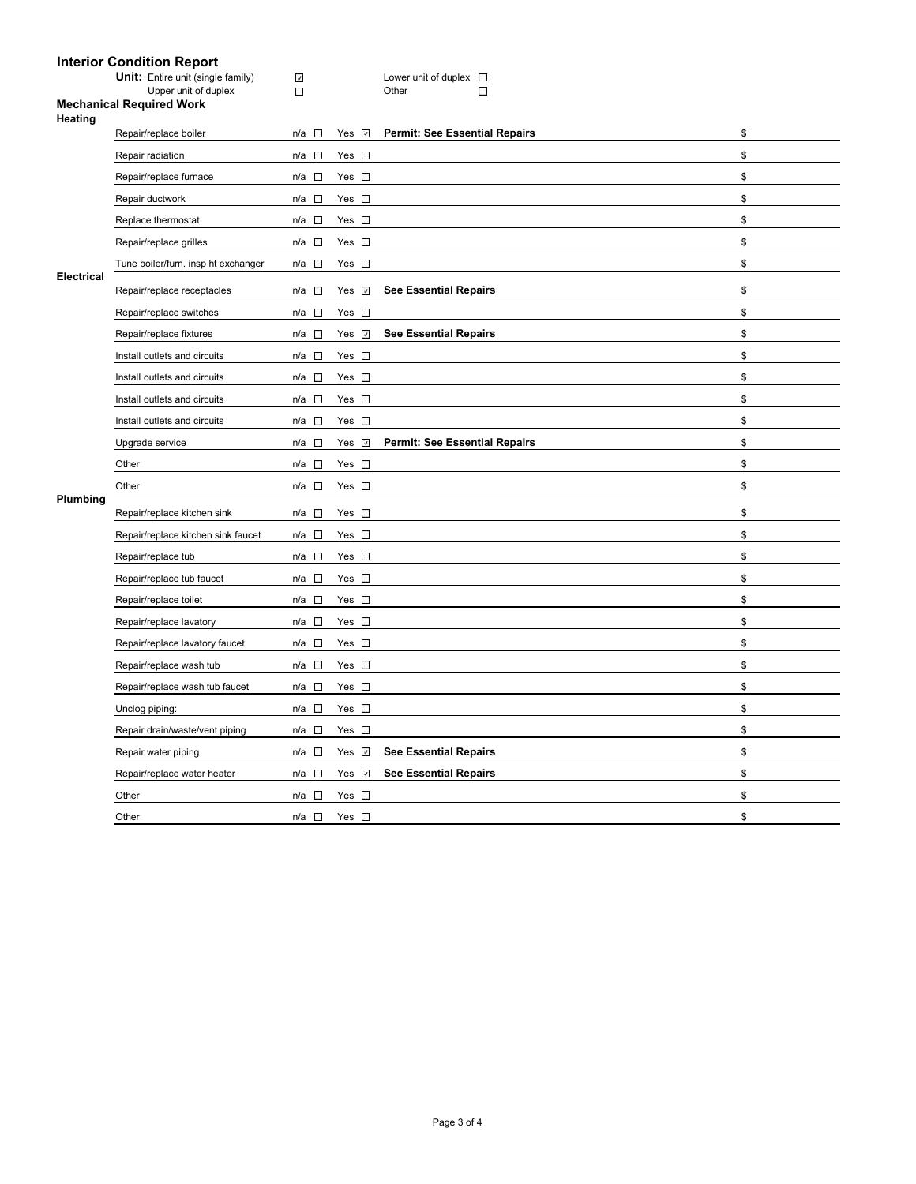## Interior Condition Report

**Unit:** Entire unit (single family) ☑ Lower unit of duplex ☐
Upper unit of duplex ☐ Other ☐

### Mechanical Required Work

**Heating**

| Item | n/a | Yes | Notes | $ |
|---|---|---|---|---|
| Repair/replace boiler | ☐ | ☑ | **Permit: See Essential Repairs** | $ |
| Repair radiation | ☐ | ☐ | | $ |
| Repair/replace furnace | ☐ | ☐ | | $ |
| Repair ductwork | ☐ | ☐ | | $ |
| Replace thermostat | ☐ | ☐ | | $ |
| Repair/replace grilles | ☐ | ☐ | | $ |
| Tune boiler/furn. insp ht exchanger | ☐ | ☐ | | $ |

**Electrical**

| Item | n/a | Yes | Notes | $ |
|---|---|---|---|---|
| Repair/replace receptacles | ☐ | ☑ | **See Essential Repairs** | $ |
| Repair/replace switches | ☐ | ☐ | | $ |
| Repair/replace fixtures | ☐ | ☑ | **See Essential Repairs** | $ |
| Install outlets and circuits | ☐ | ☐ | | $ |
| Install outlets and circuits | ☐ | ☐ | | $ |
| Install outlets and circuits | ☐ | ☐ | | $ |
| Install outlets and circuits | ☐ | ☐ | | $ |
| Upgrade service | ☐ | ☑ | **Permit: See Essential Repairs** | $ |
| Other | ☐ | ☐ | | $ |
| Other | ☐ | ☐ | | $ |

**Plumbing**

| Item | n/a | Yes | Notes | $ |
|---|---|---|---|---|
| Repair/replace kitchen sink | ☐ | ☐ | | $ |
| Repair/replace kitchen sink faucet | ☐ | ☐ | | $ |
| Repair/replace tub | ☐ | ☐ | | $ |
| Repair/replace tub faucet | ☐ | ☐ | | $ |
| Repair/replace toilet | ☐ | ☐ | | $ |
| Repair/replace lavatory | ☐ | ☐ | | $ |
| Repair/replace lavatory faucet | ☐ | ☐ | | $ |
| Repair/replace wash tub | ☐ | ☐ | | $ |
| Repair/replace wash tub faucet | ☐ | ☐ | | $ |
| Unclog piping: | ☐ | ☐ | | $ |
| Repair drain/waste/vent piping | ☐ | ☐ | | $ |
| Repair water piping | ☐ | ☑ | **See Essential Repairs** | $ |
| Repair/replace water heater | ☐ | ☑ | **See Essential Repairs** | $ |
| Other | ☐ | ☐ | | $ |
| Other | ☐ | ☐ | | $ |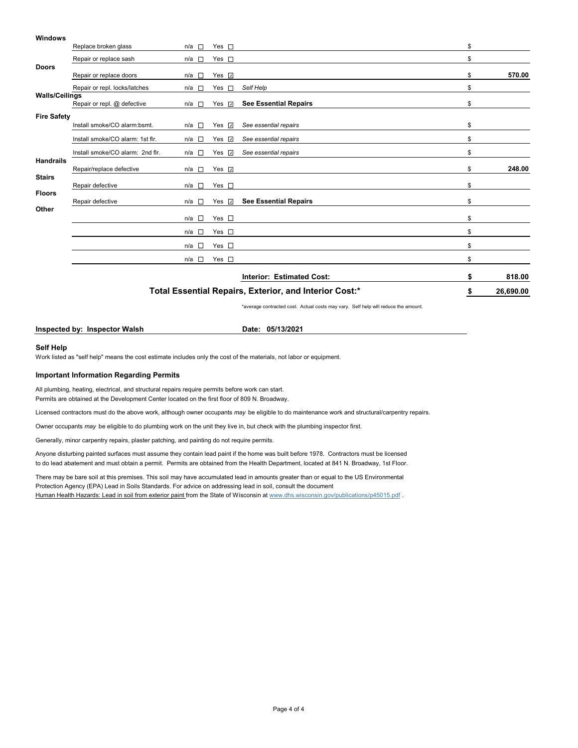| | | | | | |
|---|---|---|---|---|---|
| **Windows** | | | | | |
| | Replace broken glass | n/a ☐ | Yes ☐ | | $ |
| | Repair or replace sash | n/a ☐ | Yes ☐ | | $ |
| **Doors** | | | | | |
| | Repair or replace doors | n/a ☐ | Yes ☑ | | $ **570.00** |
| | Repair or repl. locks/latches | n/a ☐ | Yes ☐ | *Self Help* | $ |
| **Walls/Ceilings** | | | | | |
| | Repair or repl. @ defective | n/a ☐ | Yes ☑ | **See Essential Repairs** | $ |
| **Fire Safety** | | | | | |
| | Install smoke/CO alarm:bsmt. | n/a ☐ | Yes ☑ | *See essential repairs* | $ |
| | Install smoke/CO alarm: 1st flr. | n/a ☐ | Yes ☑ | *See essential repairs* | $ |
| | Install smoke/CO alarm: 2nd flr. | n/a ☐ | Yes ☑ | *See essential repairs* | $ |
| **Handrails** | | | | | |
| | Repair/replace defective | n/a ☐ | Yes ☑ | | $ **248.00** |
| **Stairs** | | | | | |
| | Repair defective | n/a ☐ | Yes ☐ | | $ |
| **Floors** | | | | | |
| | Repair defective | n/a ☐ | Yes ☑ | **See Essential Repairs** | $ |
| **Other** | | | | | |
| | | n/a ☐ | Yes ☐ | | $ |
| | | n/a ☐ | Yes ☐ | | $ |
| | | n/a ☐ | Yes ☐ | | $ |
| | | n/a ☐ | Yes ☐ | | $ |
| | | | | **Interior: Estimated Cost:** | **$ 818.00** |
| | | | | **Total Essential Repairs, Exterior, and Interior Cost:*** | **$ 26,690.00** |

*average contracted cost. Actual costs may vary. Self help will reduce the amount.

**Inspected by: Inspector Walsh** **Date: 05/13/2021**

### Self Help

Work listed as "self help" means the cost estimate includes only the cost of the materials, not labor or equipment.

### Important Information Regarding Permits

All plumbing, heating, electrical, and structural repairs require permits before work can start.
Permits are obtained at the Development Center located on the first floor of 809 N. Broadway.

Licensed contractors must do the above work, although owner occupants *may* be eligible to do maintenance work and structural/carpentry repairs.

Owner occupants *may* be eligible to do plumbing work on the unit they live in, but check with the plumbing inspector first.

Generally, minor carpentry repairs, plaster patching, and painting do not require permits.

Anyone disturbing painted surfaces must assume they contain lead paint if the home was built before 1978. Contractors must be licensed to do lead abatement and must obtain a permit. Permits are obtained from the Health Department, located at 841 N. Broadway, 1st Floor.

There may be bare soil at this premises. This soil may have accumulated lead in amounts greater than or equal to the US Environmental Protection Agency (EPA) Lead in Soils Standards. For advice on addressing lead in soil, consult the document Human Health Hazards: Lead in soil from exterior paint from the State of Wisconsin at www.dhs.wisconsin.gov/publications/p45015.pdf .